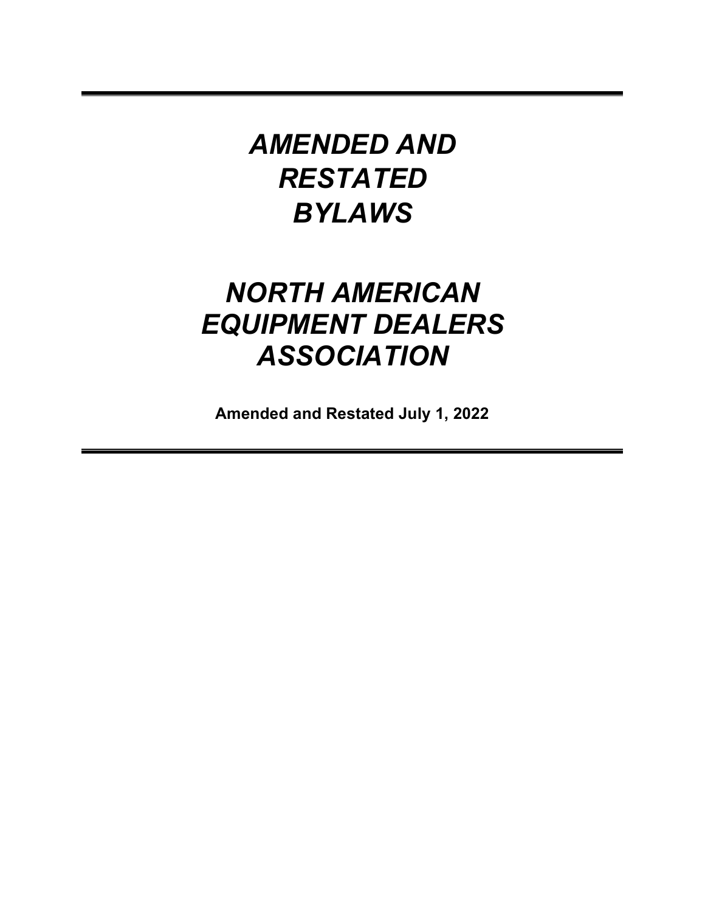# *AMENDED AND RESTATED BYLAWS*

# *NORTH AMERICAN EQUIPMENT DEALERS ASSOCIATION*

**Amended and Restated July 1, 2022**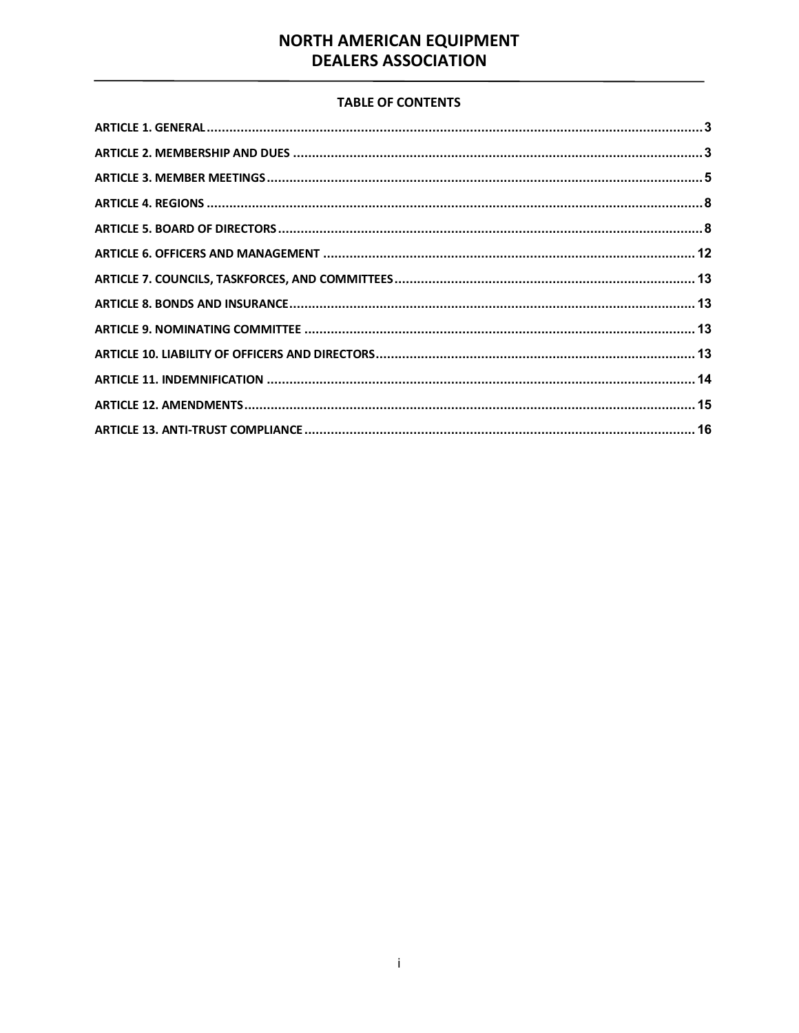# NORTH AMERICAN EQUIPMENT DEALERS ASSOCIATION

## TABLE OF CONTENTS

ARTICLE 1. GENERAL .......... 3

ARTICLE 2. MEMBERSHIP AND DUES .......... 3

ARTICLE 3. MEMBER MEETINGS .......... 5

ARTICLE 4. REGIONS .......... 8

ARTICLE 5. BOARD OF DIRECTORS .......... 8

ARTICLE 6. OFFICERS AND MANAGEMENT .......... 12

ARTICLE 7. COUNCILS, TASKFORCES, AND COMMITTEES .......... 13

ARTICLE 8. BONDS AND INSURANCE .......... 13

ARTICLE 9. NOMINATING COMMITTEE .......... 13

ARTICLE 10. LIABILITY OF OFFICERS AND DIRECTORS .......... 13

ARTICLE 11. INDEMNIFICATION .......... 14

ARTICLE 12. AMENDMENTS .......... 15

ARTICLE 13. ANTI-TRUST COMPLIANCE .......... 16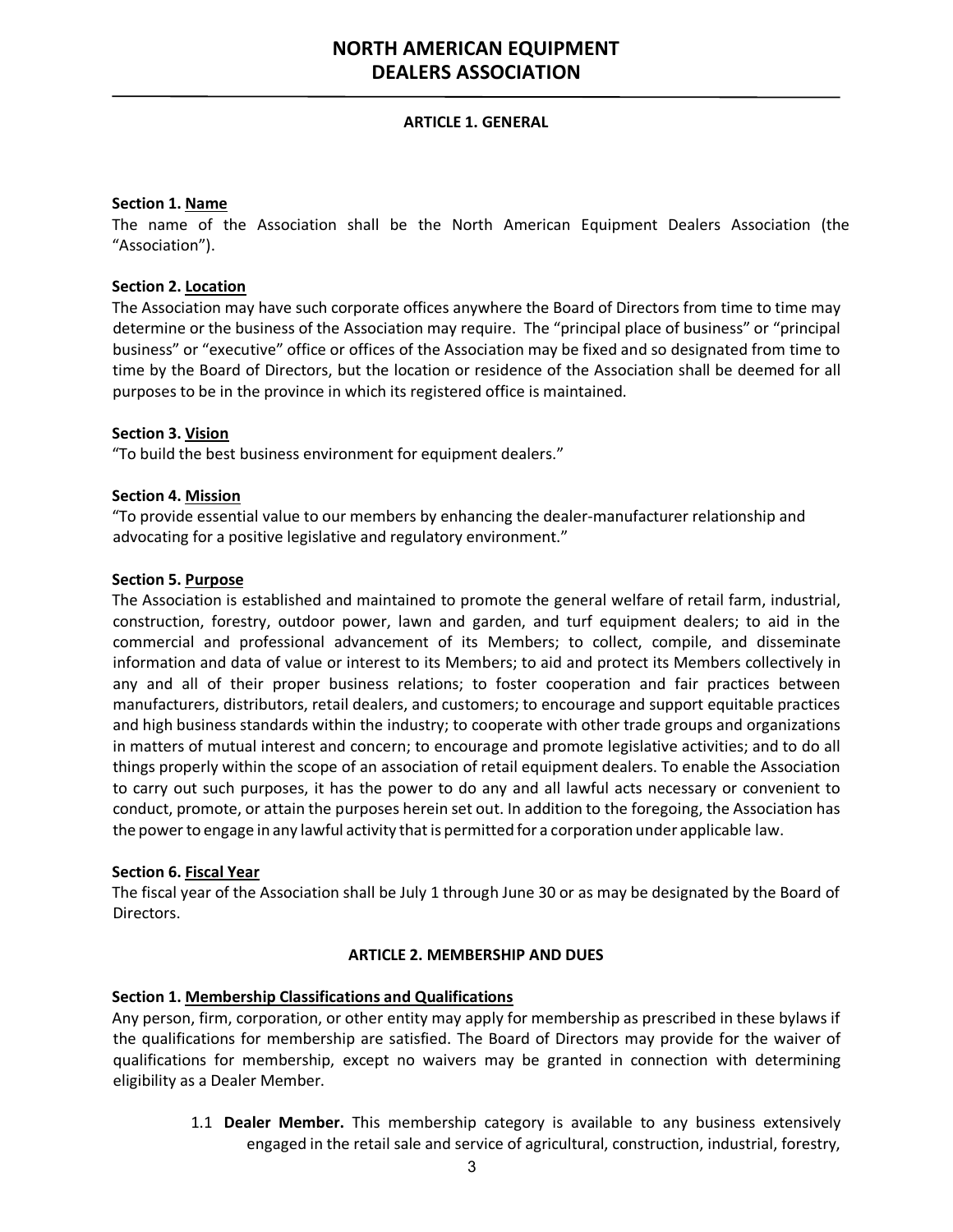# NORTH AMERICAN EQUIPMENT DEALERS ASSOCIATION

## ARTICLE 1. GENERAL

**Section 1. Name**
The name of the Association shall be the North American Equipment Dealers Association (the "Association").

**Section 2. Location**
The Association may have such corporate offices anywhere the Board of Directors from time to time may determine or the business of the Association may require. The "principal place of business" or "principal business" or "executive" office or offices of the Association may be fixed and so designated from time to time by the Board of Directors, but the location or residence of the Association shall be deemed for all purposes to be in the province in which its registered office is maintained.

**Section 3. Vision**
"To build the best business environment for equipment dealers."

**Section 4. Mission**
"To provide essential value to our members by enhancing the dealer-manufacturer relationship and advocating for a positive legislative and regulatory environment."

**Section 5. Purpose**
The Association is established and maintained to promote the general welfare of retail farm, industrial, construction, forestry, outdoor power, lawn and garden, and turf equipment dealers; to aid in the commercial and professional advancement of its Members; to collect, compile, and disseminate information and data of value or interest to its Members; to aid and protect its Members collectively in any and all of their proper business relations; to foster cooperation and fair practices between manufacturers, distributors, retail dealers, and customers; to encourage and support equitable practices and high business standards within the industry; to cooperate with other trade groups and organizations in matters of mutual interest and concern; to encourage and promote legislative activities; and to do all things properly within the scope of an association of retail equipment dealers. To enable the Association to carry out such purposes, it has the power to do any and all lawful acts necessary or convenient to conduct, promote, or attain the purposes herein set out. In addition to the foregoing, the Association has the power to engage in any lawful activity that is permitted for a corporation under applicable law.

**Section 6. Fiscal Year**
The fiscal year of the Association shall be July 1 through June 30 or as may be designated by the Board of Directors.

## ARTICLE 2. MEMBERSHIP AND DUES

**Section 1. Membership Classifications and Qualifications**
Any person, firm, corporation, or other entity may apply for membership as prescribed in these bylaws if the qualifications for membership are satisfied. The Board of Directors may provide for the waiver of qualifications for membership, except no waivers may be granted in connection with determining eligibility as a Dealer Member.

1.1 **Dealer Member.** This membership category is available to any business extensively engaged in the retail sale and service of agricultural, construction, industrial, forestry,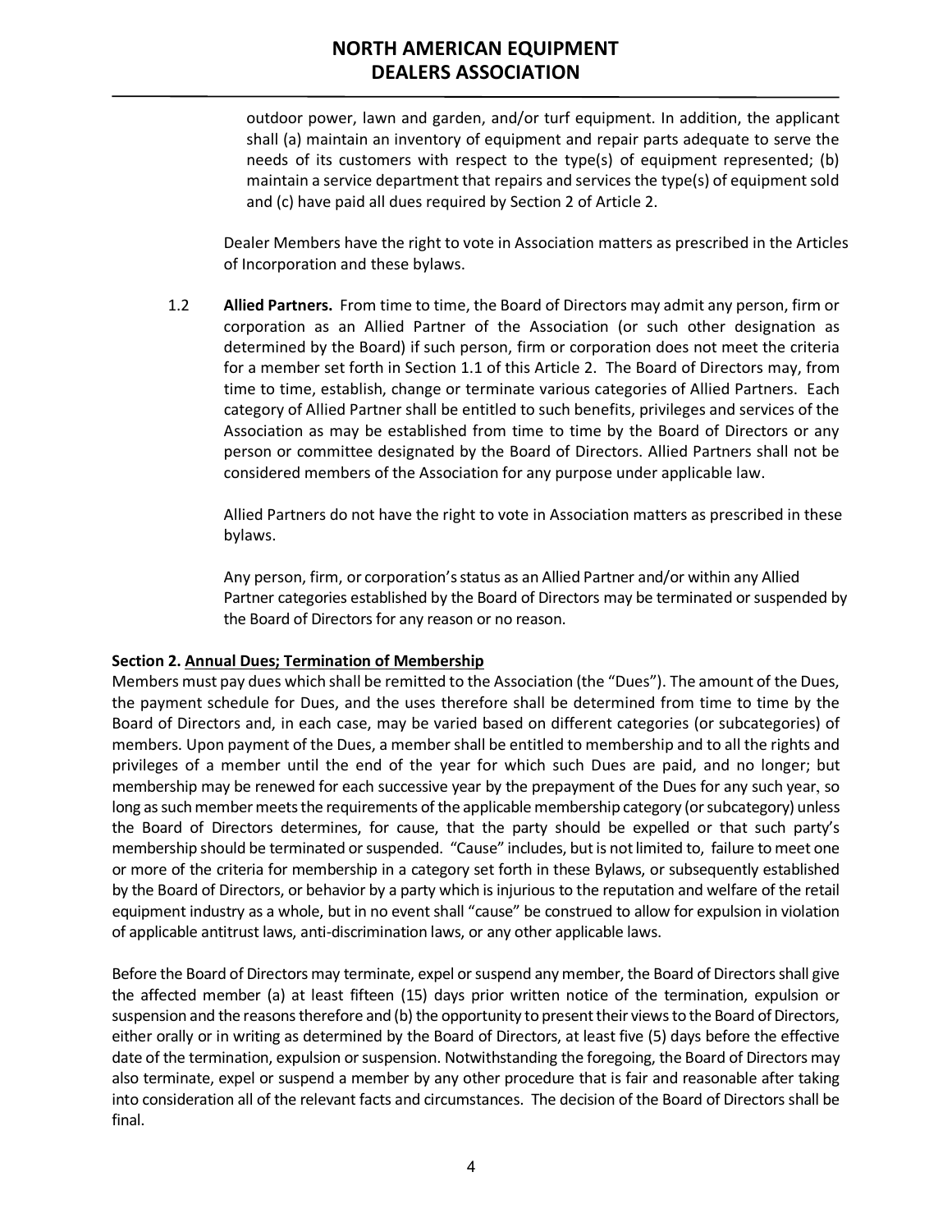outdoor power, lawn and garden, and/or turf equipment. In addition, the applicant shall (a) maintain an inventory of equipment and repair parts adequate to serve the needs of its customers with respect to the type(s) of equipment represented; (b) maintain a service department that repairs and services the type(s) of equipment sold and (c) have paid all dues required by Section 2 of Article 2.

Dealer Members have the right to vote in Association matters as prescribed in the Articles of Incorporation and these bylaws.

1.2 **Allied Partners.** From time to time, the Board of Directors may admit any person, firm or corporation as an Allied Partner of the Association (or such other designation as determined by the Board) if such person, firm or corporation does not meet the criteria for a member set forth in Section 1.1 of this Article 2. The Board of Directors may, from time to time, establish, change or terminate various categories of Allied Partners. Each category of Allied Partner shall be entitled to such benefits, privileges and services of the Association as may be established from time to time by the Board of Directors or any person or committee designated by the Board of Directors. Allied Partners shall not be considered members of the Association for any purpose under applicable law.

Allied Partners do not have the right to vote in Association matters as prescribed in these bylaws.

Any person, firm, or corporation's status as an Allied Partner and/or within any Allied Partner categories established by the Board of Directors may be terminated or suspended by the Board of Directors for any reason or no reason.

**Section 2. Annual Dues; Termination of Membership**

Members must pay dues which shall be remitted to the Association (the "Dues"). The amount of the Dues, the payment schedule for Dues, and the uses therefore shall be determined from time to time by the Board of Directors and, in each case, may be varied based on different categories (or subcategories) of members. Upon payment of the Dues, a member shall be entitled to membership and to all the rights and privileges of a member until the end of the year for which such Dues are paid, and no longer; but membership may be renewed for each successive year by the prepayment of the Dues for any such year, so long as such member meets the requirements of the applicable membership category (or subcategory) unless the Board of Directors determines, for cause, that the party should be expelled or that such party's membership should be terminated or suspended. "Cause" includes, but is not limited to, failure to meet one or more of the criteria for membership in a category set forth in these Bylaws, or subsequently established by the Board of Directors, or behavior by a party which is injurious to the reputation and welfare of the retail equipment industry as a whole, but in no event shall "cause" be construed to allow for expulsion in violation of applicable antitrust laws, anti-discrimination laws, or any other applicable laws.

Before the Board of Directors may terminate, expel or suspend any member, the Board of Directors shall give the affected member (a) at least fifteen (15) days prior written notice of the termination, expulsion or suspension and the reasons therefore and (b) the opportunity to present their views to the Board of Directors, either orally or in writing as determined by the Board of Directors, at least five (5) days before the effective date of the termination, expulsion or suspension. Notwithstanding the foregoing, the Board of Directors may also terminate, expel or suspend a member by any other procedure that is fair and reasonable after taking into consideration all of the relevant facts and circumstances. The decision of the Board of Directors shall be final.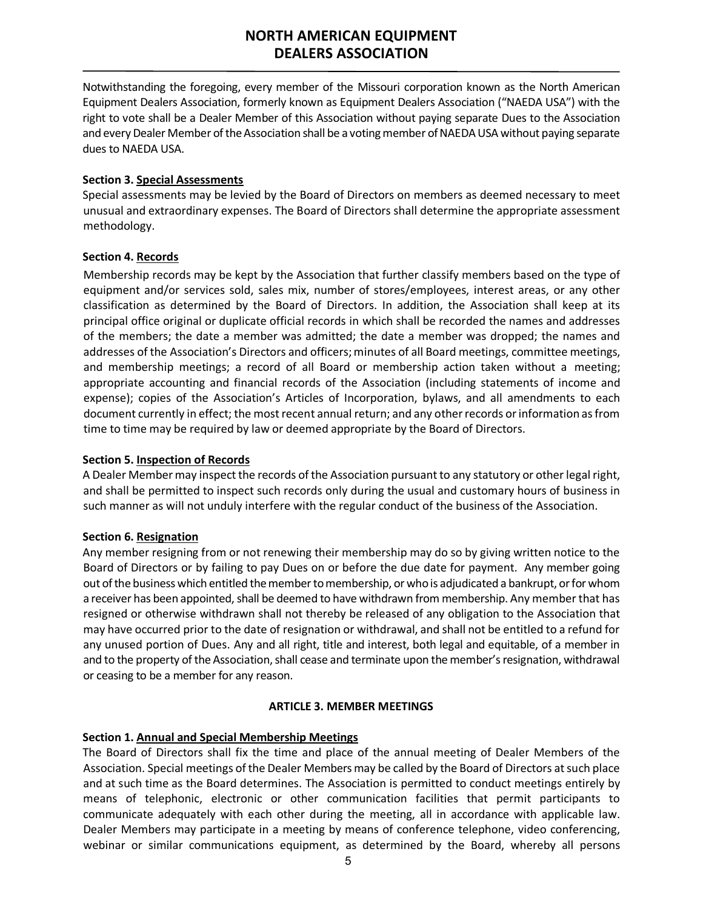Notwithstanding the foregoing, every member of the Missouri corporation known as the North American Equipment Dealers Association, formerly known as Equipment Dealers Association ("NAEDA USA") with the right to vote shall be a Dealer Member of this Association without paying separate Dues to the Association and every Dealer Member of the Association shall be a voting member of NAEDA USA without paying separate dues to NAEDA USA.

**Section 3. Special Assessments**

Special assessments may be levied by the Board of Directors on members as deemed necessary to meet unusual and extraordinary expenses. The Board of Directors shall determine the appropriate assessment methodology.

**Section 4. Records**

Membership records may be kept by the Association that further classify members based on the type of equipment and/or services sold, sales mix, number of stores/employees, interest areas, or any other classification as determined by the Board of Directors. In addition, the Association shall keep at its principal office original or duplicate official records in which shall be recorded the names and addresses of the members; the date a member was admitted; the date a member was dropped; the names and addresses of the Association's Directors and officers; minutes of all Board meetings, committee meetings, and membership meetings; a record of all Board or membership action taken without a meeting; appropriate accounting and financial records of the Association (including statements of income and expense); copies of the Association's Articles of Incorporation, bylaws, and all amendments to each document currently in effect; the most recent annual return; and any other records or information as from time to time may be required by law or deemed appropriate by the Board of Directors.

**Section 5. Inspection of Records**

A Dealer Member may inspect the records of the Association pursuant to any statutory or other legal right, and shall be permitted to inspect such records only during the usual and customary hours of business in such manner as will not unduly interfere with the regular conduct of the business of the Association.

**Section 6. Resignation**

Any member resigning from or not renewing their membership may do so by giving written notice to the Board of Directors or by failing to pay Dues on or before the due date for payment. Any member going out of the business which entitled the member to membership, or who is adjudicated a bankrupt, or for whom a receiver has been appointed, shall be deemed to have withdrawn from membership. Any member that has resigned or otherwise withdrawn shall not thereby be released of any obligation to the Association that may have occurred prior to the date of resignation or withdrawal, and shall not be entitled to a refund for any unused portion of Dues. Any and all right, title and interest, both legal and equitable, of a member in and to the property of the Association, shall cease and terminate upon the member's resignation, withdrawal or ceasing to be a member for any reason.

## ARTICLE 3. MEMBER MEETINGS

**Section 1. Annual and Special Membership Meetings**

The Board of Directors shall fix the time and place of the annual meeting of Dealer Members of the Association. Special meetings of the Dealer Members may be called by the Board of Directors at such place and at such time as the Board determines. The Association is permitted to conduct meetings entirely by means of telephonic, electronic or other communication facilities that permit participants to communicate adequately with each other during the meeting, all in accordance with applicable law. Dealer Members may participate in a meeting by means of conference telephone, video conferencing, webinar or similar communications equipment, as determined by the Board, whereby all persons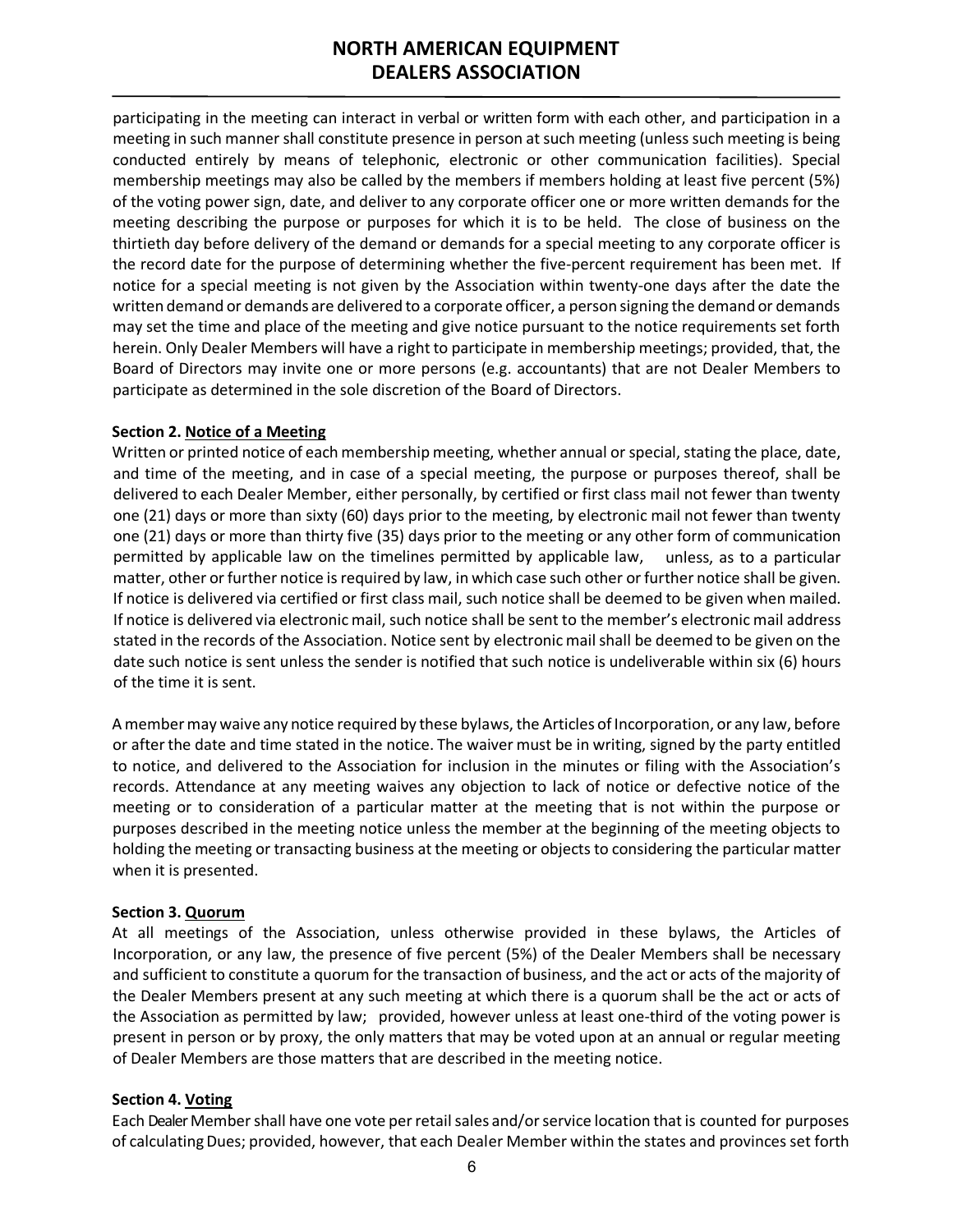participating in the meeting can interact in verbal or written form with each other, and participation in a meeting in such manner shall constitute presence in person at such meeting (unless such meeting is being conducted entirely by means of telephonic, electronic or other communication facilities). Special membership meetings may also be called by the members if members holding at least five percent (5%) of the voting power sign, date, and deliver to any corporate officer one or more written demands for the meeting describing the purpose or purposes for which it is to be held. The close of business on the thirtieth day before delivery of the demand or demands for a special meeting to any corporate officer is the record date for the purpose of determining whether the five-percent requirement has been met. If notice for a special meeting is not given by the Association within twenty-one days after the date the written demand or demands are delivered to a corporate officer, a person signing the demand or demands may set the time and place of the meeting and give notice pursuant to the notice requirements set forth herein. Only Dealer Members will have a right to participate in membership meetings; provided, that, the Board of Directors may invite one or more persons (e.g. accountants) that are not Dealer Members to participate as determined in the sole discretion of the Board of Directors.

**Section 2. Notice of a Meeting**

Written or printed notice of each membership meeting, whether annual or special, stating the place, date, and time of the meeting, and in case of a special meeting, the purpose or purposes thereof, shall be delivered to each Dealer Member, either personally, by certified or first class mail not fewer than twenty one (21) days or more than sixty (60) days prior to the meeting, by electronic mail not fewer than twenty one (21) days or more than thirty five (35) days prior to the meeting or any other form of communication permitted by applicable law on the timelines permitted by applicable law, unless, as to a particular matter, other or further notice is required by law, in which case such other or further notice shall be given. If notice is delivered via certified or first class mail, such notice shall be deemed to be given when mailed. If notice is delivered via electronic mail, such notice shall be sent to the member's electronic mail address stated in the records of the Association. Notice sent by electronic mail shall be deemed to be given on the date such notice is sent unless the sender is notified that such notice is undeliverable within six (6) hours of the time it is sent.

A member may waive any notice required by these bylaws, the Articles of Incorporation, or any law, before or after the date and time stated in the notice. The waiver must be in writing, signed by the party entitled to notice, and delivered to the Association for inclusion in the minutes or filing with the Association's records. Attendance at any meeting waives any objection to lack of notice or defective notice of the meeting or to consideration of a particular matter at the meeting that is not within the purpose or purposes described in the meeting notice unless the member at the beginning of the meeting objects to holding the meeting or transacting business at the meeting or objects to considering the particular matter when it is presented.

**Section 3. Quorum**

At all meetings of the Association, unless otherwise provided in these bylaws, the Articles of Incorporation, or any law, the presence of five percent (5%) of the Dealer Members shall be necessary and sufficient to constitute a quorum for the transaction of business, and the act or acts of the majority of the Dealer Members present at any such meeting at which there is a quorum shall be the act or acts of the Association as permitted by law; provided, however unless at least one-third of the voting power is present in person or by proxy, the only matters that may be voted upon at an annual or regular meeting of Dealer Members are those matters that are described in the meeting notice.

**Section 4. Voting**

Each Dealer Member shall have one vote per retail sales and/or service location that is counted for purposes of calculating Dues; provided, however, that each Dealer Member within the states and provinces set forth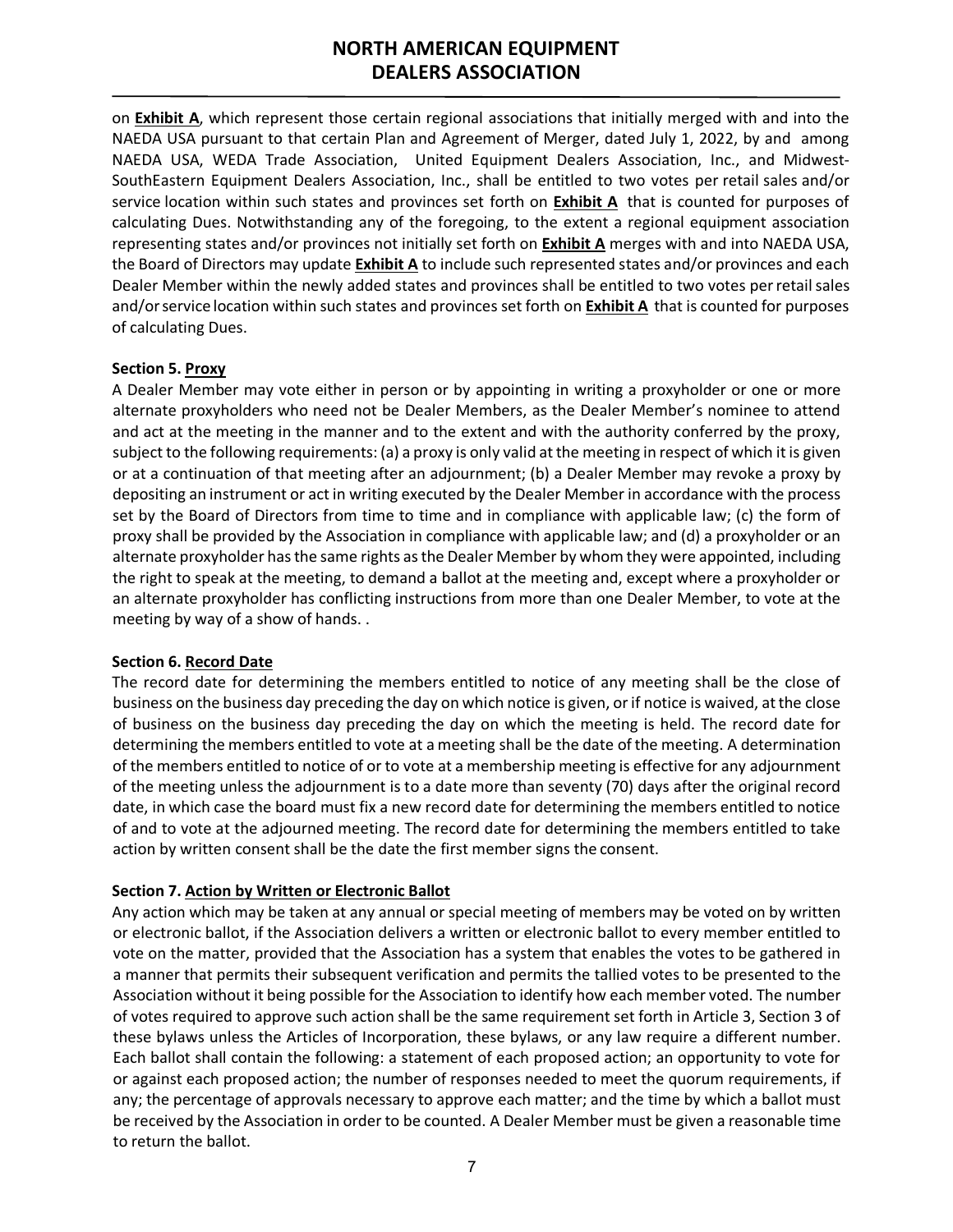on **Exhibit A**, which represent those certain regional associations that initially merged with and into the NAEDA USA pursuant to that certain Plan and Agreement of Merger, dated July 1, 2022, by and among NAEDA USA, WEDA Trade Association, United Equipment Dealers Association, Inc., and Midwest-SouthEastern Equipment Dealers Association, Inc., shall be entitled to two votes per retail sales and/or service location within such states and provinces set forth on **Exhibit A** that is counted for purposes of calculating Dues. Notwithstanding any of the foregoing, to the extent a regional equipment association representing states and/or provinces not initially set forth on **Exhibit A** merges with and into NAEDA USA, the Board of Directors may update **Exhibit A** to include such represented states and/or provinces and each Dealer Member within the newly added states and provinces shall be entitled to two votes per retail sales and/or service location within such states and provinces set forth on **Exhibit A** that is counted for purposes of calculating Dues.

**Section 5. Proxy**

A Dealer Member may vote either in person or by appointing in writing a proxyholder or one or more alternate proxyholders who need not be Dealer Members, as the Dealer Member's nominee to attend and act at the meeting in the manner and to the extent and with the authority conferred by the proxy, subject to the following requirements: (a) a proxy is only valid at the meeting in respect of which it is given or at a continuation of that meeting after an adjournment; (b) a Dealer Member may revoke a proxy by depositing an instrument or act in writing executed by the Dealer Member in accordance with the process set by the Board of Directors from time to time and in compliance with applicable law; (c) the form of proxy shall be provided by the Association in compliance with applicable law; and (d) a proxyholder or an alternate proxyholder has the same rights as the Dealer Member by whom they were appointed, including the right to speak at the meeting, to demand a ballot at the meeting and, except where a proxyholder or an alternate proxyholder has conflicting instructions from more than one Dealer Member, to vote at the meeting by way of a show of hands. .

**Section 6. Record Date**

The record date for determining the members entitled to notice of any meeting shall be the close of business on the business day preceding the day on which notice is given, or if notice is waived, at the close of business on the business day preceding the day on which the meeting is held. The record date for determining the members entitled to vote at a meeting shall be the date of the meeting. A determination of the members entitled to notice of or to vote at a membership meeting is effective for any adjournment of the meeting unless the adjournment is to a date more than seventy (70) days after the original record date, in which case the board must fix a new record date for determining the members entitled to notice of and to vote at the adjourned meeting. The record date for determining the members entitled to take action by written consent shall be the date the first member signs the consent.

**Section 7. Action by Written or Electronic Ballot**

Any action which may be taken at any annual or special meeting of members may be voted on by written or electronic ballot, if the Association delivers a written or electronic ballot to every member entitled to vote on the matter, provided that the Association has a system that enables the votes to be gathered in a manner that permits their subsequent verification and permits the tallied votes to be presented to the Association without it being possible for the Association to identify how each member voted. The number of votes required to approve such action shall be the same requirement set forth in Article 3, Section 3 of these bylaws unless the Articles of Incorporation, these bylaws, or any law require a different number. Each ballot shall contain the following: a statement of each proposed action; an opportunity to vote for or against each proposed action; the number of responses needed to meet the quorum requirements, if any; the percentage of approvals necessary to approve each matter; and the time by which a ballot must be received by the Association in order to be counted. A Dealer Member must be given a reasonable time to return the ballot.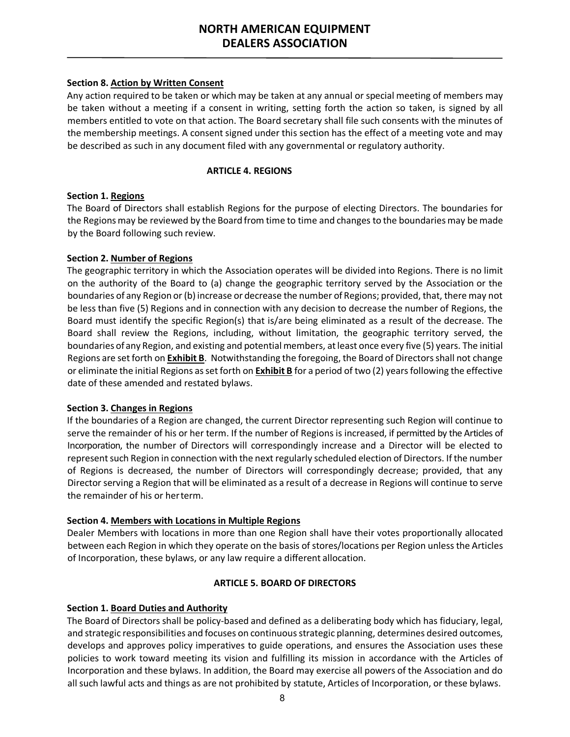**Section 8. Action by Written Consent**

Any action required to be taken or which may be taken at any annual or special meeting of members may be taken without a meeting if a consent in writing, setting forth the action so taken, is signed by all members entitled to vote on that action. The Board secretary shall file such consents with the minutes of the membership meetings. A consent signed under this section has the effect of a meeting vote and may be described as such in any document filed with any governmental or regulatory authority.

## ARTICLE 4. REGIONS

**Section 1. Regions**

The Board of Directors shall establish Regions for the purpose of electing Directors. The boundaries for the Regions may be reviewed by the Board from time to time and changes to the boundaries may be made by the Board following such review.

**Section 2. Number of Regions**

The geographic territory in which the Association operates will be divided into Regions. There is no limit on the authority of the Board to (a) change the geographic territory served by the Association or the boundaries of any Region or (b) increase or decrease the number of Regions; provided, that, there may not be less than five (5) Regions and in connection with any decision to decrease the number of Regions, the Board must identify the specific Region(s) that is/are being eliminated as a result of the decrease. The Board shall review the Regions, including, without limitation, the geographic territory served, the boundaries of any Region, and existing and potential members, at least once every five (5) years. The initial Regions are set forth on **Exhibit B**. Notwithstanding the foregoing, the Board of Directors shall not change or eliminate the initial Regions as set forth on **Exhibit B** for a period of two (2) years following the effective date of these amended and restated bylaws.

**Section 3. Changes in Regions**

If the boundaries of a Region are changed, the current Director representing such Region will continue to serve the remainder of his or her term. If the number of Regions is increased, if permitted by the Articles of Incorporation, the number of Directors will correspondingly increase and a Director will be elected to represent such Region in connection with the next regularly scheduled election of Directors. If the number of Regions is decreased, the number of Directors will correspondingly decrease; provided, that any Director serving a Region that will be eliminated as a result of a decrease in Regions will continue to serve the remainder of his or her term.

**Section 4. Members with Locations in Multiple Regions**

Dealer Members with locations in more than one Region shall have their votes proportionally allocated between each Region in which they operate on the basis of stores/locations per Region unless the Articles of Incorporation, these bylaws, or any law require a different allocation.

## ARTICLE 5. BOARD OF DIRECTORS

**Section 1. Board Duties and Authority**

The Board of Directors shall be policy-based and defined as a deliberating body which has fiduciary, legal, and strategic responsibilities and focuses on continuous strategic planning, determines desired outcomes, develops and approves policy imperatives to guide operations, and ensures the Association uses these policies to work toward meeting its vision and fulfilling its mission in accordance with the Articles of Incorporation and these bylaws. In addition, the Board may exercise all powers of the Association and do all such lawful acts and things as are not prohibited by statute, Articles of Incorporation, or these bylaws.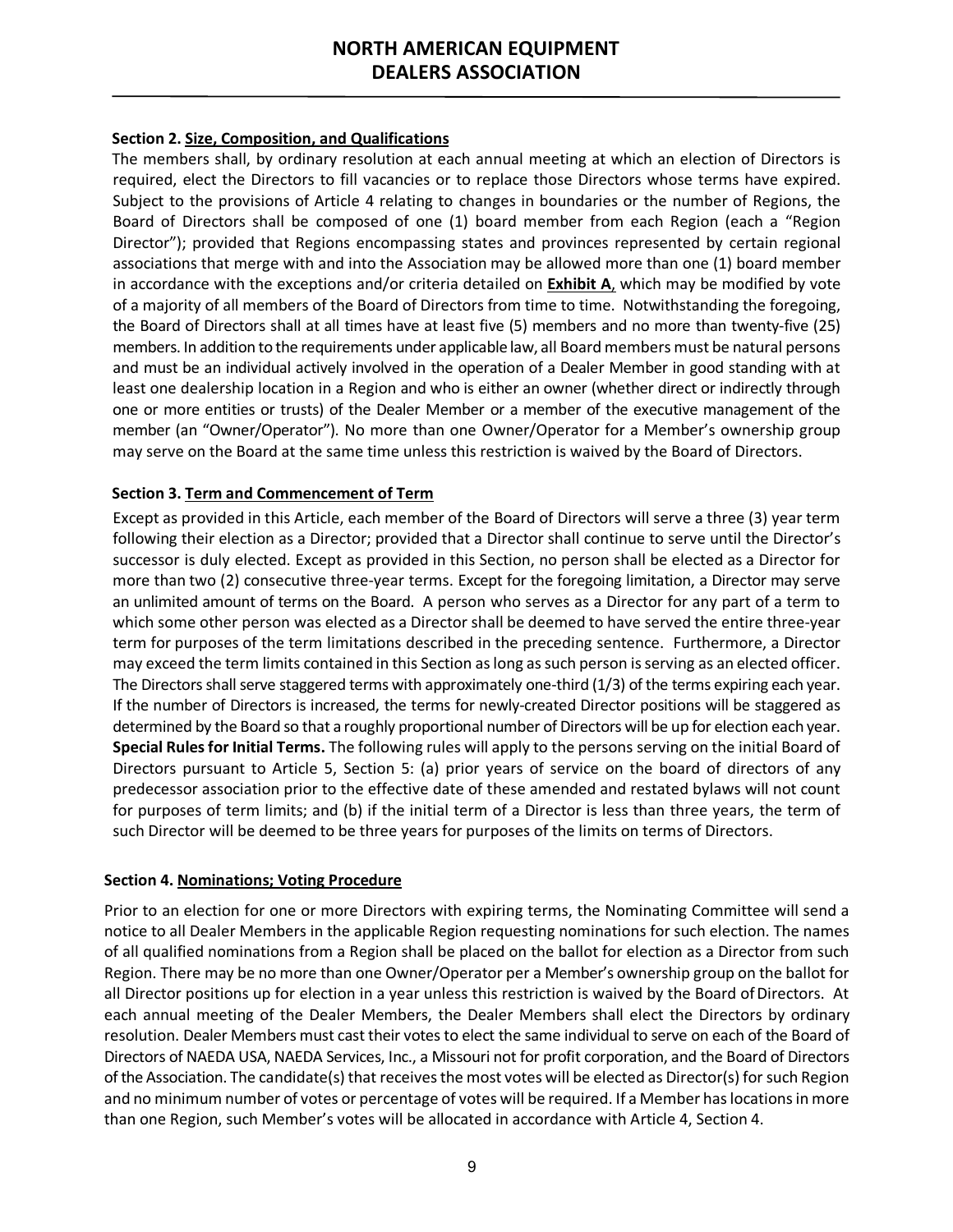**Section 2. <u>Size, Composition, and Qualifications</u>**

The members shall, by ordinary resolution at each annual meeting at which an election of Directors is required, elect the Directors to fill vacancies or to replace those Directors whose terms have expired. Subject to the provisions of Article 4 relating to changes in boundaries or the number of Regions, the Board of Directors shall be composed of one (1) board member from each Region (each a "Region Director"); provided that Regions encompassing states and provinces represented by certain regional associations that merge with and into the Association may be allowed more than one (1) board member in accordance with the exceptions and/or criteria detailed on **<u>Exhibit A</u>**, which may be modified by vote of a majority of all members of the Board of Directors from time to time. Notwithstanding the foregoing, the Board of Directors shall at all times have at least five (5) members and no more than twenty-five (25) members. In addition to the requirements under applicable law, all Board members must be natural persons and must be an individual actively involved in the operation of a Dealer Member in good standing with at least one dealership location in a Region and who is either an owner (whether direct or indirectly through one or more entities or trusts) of the Dealer Member or a member of the executive management of the member (an "Owner/Operator"). No more than one Owner/Operator for a Member's ownership group may serve on the Board at the same time unless this restriction is waived by the Board of Directors.

**Section 3. <u>Term and Commencement of Term</u>**

Except as provided in this Article, each member of the Board of Directors will serve a three (3) year term following their election as a Director; provided that a Director shall continue to serve until the Director's successor is duly elected. Except as provided in this Section, no person shall be elected as a Director for more than two (2) consecutive three-year terms. Except for the foregoing limitation, a Director may serve an unlimited amount of terms on the Board. A person who serves as a Director for any part of a term to which some other person was elected as a Director shall be deemed to have served the entire three-year term for purposes of the term limitations described in the preceding sentence. Furthermore, a Director may exceed the term limits contained in this Section as long as such person is serving as an elected officer. The Directors shall serve staggered terms with approximately one-third (1/3) of the terms expiring each year. If the number of Directors is increased, the terms for newly-created Director positions will be staggered as determined by the Board so that a roughly proportional number of Directors will be up for election each year. **Special Rules for Initial Terms.** The following rules will apply to the persons serving on the initial Board of Directors pursuant to Article 5, Section 5: (a) prior years of service on the board of directors of any predecessor association prior to the effective date of these amended and restated bylaws will not count for purposes of term limits; and (b) if the initial term of a Director is less than three years, the term of such Director will be deemed to be three years for purposes of the limits on terms of Directors.

**Section 4. <u>Nominations; Voting Procedure</u>**

Prior to an election for one or more Directors with expiring terms, the Nominating Committee will send a notice to all Dealer Members in the applicable Region requesting nominations for such election. The names of all qualified nominations from a Region shall be placed on the ballot for election as a Director from such Region. There may be no more than one Owner/Operator per a Member's ownership group on the ballot for all Director positions up for election in a year unless this restriction is waived by the Board of Directors. At each annual meeting of the Dealer Members, the Dealer Members shall elect the Directors by ordinary resolution. Dealer Members must cast their votes to elect the same individual to serve on each of the Board of Directors of NAEDA USA, NAEDA Services, Inc., a Missouri not for profit corporation, and the Board of Directors of the Association. The candidate(s) that receives the most votes will be elected as Director(s) for such Region and no minimum number of votes or percentage of votes will be required. If a Member has locations in more than one Region, such Member's votes will be allocated in accordance with Article 4, Section 4.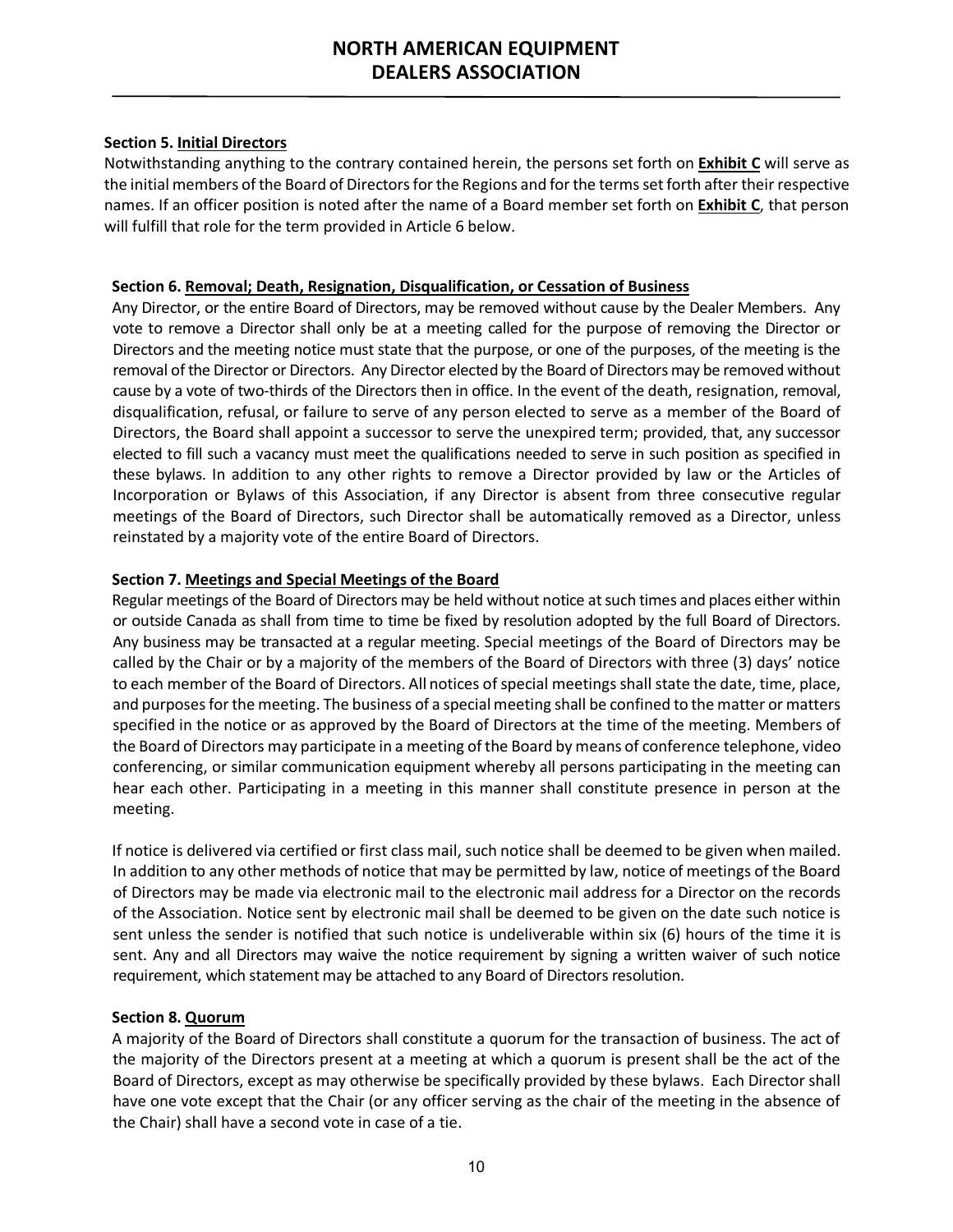### Section 5. Initial Directors

Notwithstanding anything to the contrary contained herein, the persons set forth on **Exhibit C** will serve as the initial members of the Board of Directors for the Regions and for the terms set forth after their respective names. If an officer position is noted after the name of a Board member set forth on **Exhibit C**, that person will fulfill that role for the term provided in Article 6 below.

### Section 6. Removal; Death, Resignation, Disqualification, or Cessation of Business

Any Director, or the entire Board of Directors, may be removed without cause by the Dealer Members. Any vote to remove a Director shall only be at a meeting called for the purpose of removing the Director or Directors and the meeting notice must state that the purpose, or one of the purposes, of the meeting is the removal of the Director or Directors. Any Director elected by the Board of Directors may be removed without cause by a vote of two-thirds of the Directors then in office. In the event of the death, resignation, removal, disqualification, refusal, or failure to serve of any person elected to serve as a member of the Board of Directors, the Board shall appoint a successor to serve the unexpired term; provided, that, any successor elected to fill such a vacancy must meet the qualifications needed to serve in such position as specified in these bylaws. In addition to any other rights to remove a Director provided by law or the Articles of Incorporation or Bylaws of this Association, if any Director is absent from three consecutive regular meetings of the Board of Directors, such Director shall be automatically removed as a Director, unless reinstated by a majority vote of the entire Board of Directors.

### Section 7. Meetings and Special Meetings of the Board

Regular meetings of the Board of Directors may be held without notice at such times and places either within or outside Canada as shall from time to time be fixed by resolution adopted by the full Board of Directors. Any business may be transacted at a regular meeting. Special meetings of the Board of Directors may be called by the Chair or by a majority of the members of the Board of Directors with three (3) days' notice to each member of the Board of Directors. All notices of special meetings shall state the date, time, place, and purposes for the meeting. The business of a special meeting shall be confined to the matter or matters specified in the notice or as approved by the Board of Directors at the time of the meeting. Members of the Board of Directors may participate in a meeting of the Board by means of conference telephone, video conferencing, or similar communication equipment whereby all persons participating in the meeting can hear each other. Participating in a meeting in this manner shall constitute presence in person at the meeting.

If notice is delivered via certified or first class mail, such notice shall be deemed to be given when mailed. In addition to any other methods of notice that may be permitted by law, notice of meetings of the Board of Directors may be made via electronic mail to the electronic mail address for a Director on the records of the Association. Notice sent by electronic mail shall be deemed to be given on the date such notice is sent unless the sender is notified that such notice is undeliverable within six (6) hours of the time it is sent. Any and all Directors may waive the notice requirement by signing a written waiver of such notice requirement, which statement may be attached to any Board of Directors resolution.

### Section 8. Quorum

A majority of the Board of Directors shall constitute a quorum for the transaction of business. The act of the majority of the Directors present at a meeting at which a quorum is present shall be the act of the Board of Directors, except as may otherwise be specifically provided by these bylaws. Each Director shall have one vote except that the Chair (or any officer serving as the chair of the meeting in the absence of the Chair) shall have a second vote in case of a tie.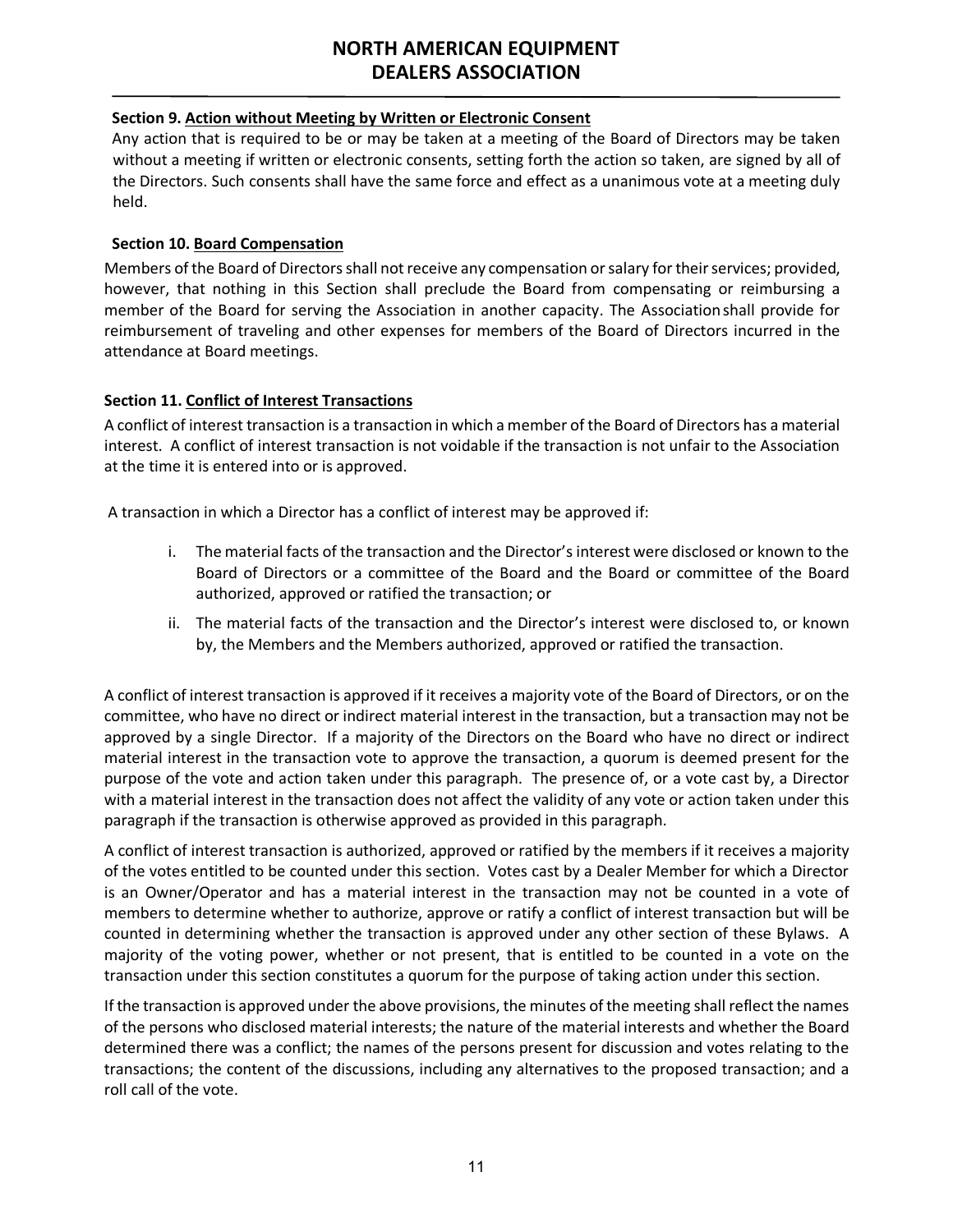#### Section 9. Action without Meeting by Written or Electronic Consent

Any action that is required to be or may be taken at a meeting of the Board of Directors may be taken without a meeting if written or electronic consents, setting forth the action so taken, are signed by all of the Directors. Such consents shall have the same force and effect as a unanimous vote at a meeting duly held.

#### Section 10. Board Compensation

Members of the Board of Directors shall not receive any compensation or salary for their services; provided, however, that nothing in this Section shall preclude the Board from compensating or reimbursing a member of the Board for serving the Association in another capacity. The Association shall provide for reimbursement of traveling and other expenses for members of the Board of Directors incurred in the attendance at Board meetings.

#### Section 11. Conflict of Interest Transactions

A conflict of interest transaction is a transaction in which a member of the Board of Directors has a material interest. A conflict of interest transaction is not voidable if the transaction is not unfair to the Association at the time it is entered into or is approved.

A transaction in which a Director has a conflict of interest may be approved if:

i. The material facts of the transaction and the Director's interest were disclosed or known to the Board of Directors or a committee of the Board and the Board or committee of the Board authorized, approved or ratified the transaction; or

ii. The material facts of the transaction and the Director's interest were disclosed to, or known by, the Members and the Members authorized, approved or ratified the transaction.

A conflict of interest transaction is approved if it receives a majority vote of the Board of Directors, or on the committee, who have no direct or indirect material interest in the transaction, but a transaction may not be approved by a single Director. If a majority of the Directors on the Board who have no direct or indirect material interest in the transaction vote to approve the transaction, a quorum is deemed present for the purpose of the vote and action taken under this paragraph. The presence of, or a vote cast by, a Director with a material interest in the transaction does not affect the validity of any vote or action taken under this paragraph if the transaction is otherwise approved as provided in this paragraph.

A conflict of interest transaction is authorized, approved or ratified by the members if it receives a majority of the votes entitled to be counted under this section. Votes cast by a Dealer Member for which a Director is an Owner/Operator and has a material interest in the transaction may not be counted in a vote of members to determine whether to authorize, approve or ratify a conflict of interest transaction but will be counted in determining whether the transaction is approved under any other section of these Bylaws. A majority of the voting power, whether or not present, that is entitled to be counted in a vote on the transaction under this section constitutes a quorum for the purpose of taking action under this section.

If the transaction is approved under the above provisions, the minutes of the meeting shall reflect the names of the persons who disclosed material interests; the nature of the material interests and whether the Board determined there was a conflict; the names of the persons present for discussion and votes relating to the transactions; the content of the discussions, including any alternatives to the proposed transaction; and a roll call of the vote.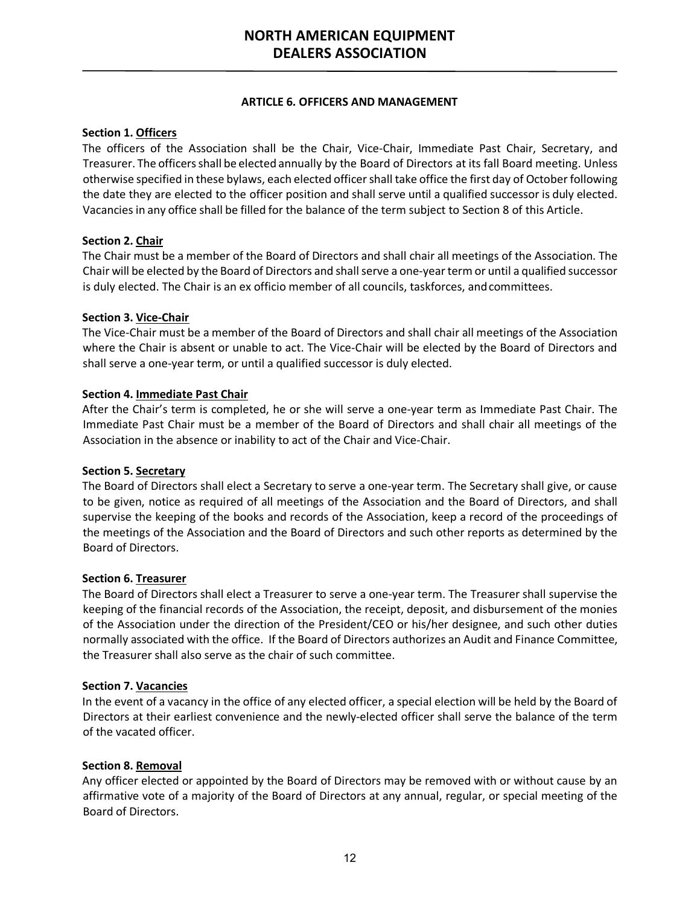## ARTICLE 6. OFFICERS AND MANAGEMENT

**Section 1. Officers**
The officers of the Association shall be the Chair, Vice-Chair, Immediate Past Chair, Secretary, and Treasurer. The officers shall be elected annually by the Board of Directors at its fall Board meeting. Unless otherwise specified in these bylaws, each elected officer shall take office the first day of October following the date they are elected to the officer position and shall serve until a qualified successor is duly elected. Vacancies in any office shall be filled for the balance of the term subject to Section 8 of this Article.

**Section 2. Chair**
The Chair must be a member of the Board of Directors and shall chair all meetings of the Association. The Chair will be elected by the Board of Directors and shall serve a one-year term or until a qualified successor is duly elected. The Chair is an ex officio member of all councils, taskforces, and committees.

**Section 3. Vice-Chair**
The Vice-Chair must be a member of the Board of Directors and shall chair all meetings of the Association where the Chair is absent or unable to act. The Vice-Chair will be elected by the Board of Directors and shall serve a one-year term, or until a qualified successor is duly elected.

**Section 4. Immediate Past Chair**
After the Chair's term is completed, he or she will serve a one-year term as Immediate Past Chair. The Immediate Past Chair must be a member of the Board of Directors and shall chair all meetings of the Association in the absence or inability to act of the Chair and Vice-Chair.

**Section 5. Secretary**
The Board of Directors shall elect a Secretary to serve a one-year term. The Secretary shall give, or cause to be given, notice as required of all meetings of the Association and the Board of Directors, and shall supervise the keeping of the books and records of the Association, keep a record of the proceedings of the meetings of the Association and the Board of Directors and such other reports as determined by the Board of Directors.

**Section 6. Treasurer**
The Board of Directors shall elect a Treasurer to serve a one-year term. The Treasurer shall supervise the keeping of the financial records of the Association, the receipt, deposit, and disbursement of the monies of the Association under the direction of the President/CEO or his/her designee, and such other duties normally associated with the office. If the Board of Directors authorizes an Audit and Finance Committee, the Treasurer shall also serve as the chair of such committee.

**Section 7. Vacancies**
In the event of a vacancy in the office of any elected officer, a special election will be held by the Board of Directors at their earliest convenience and the newly-elected officer shall serve the balance of the term of the vacated officer.

**Section 8. Removal**
Any officer elected or appointed by the Board of Directors may be removed with or without cause by an affirmative vote of a majority of the Board of Directors at any annual, regular, or special meeting of the Board of Directors.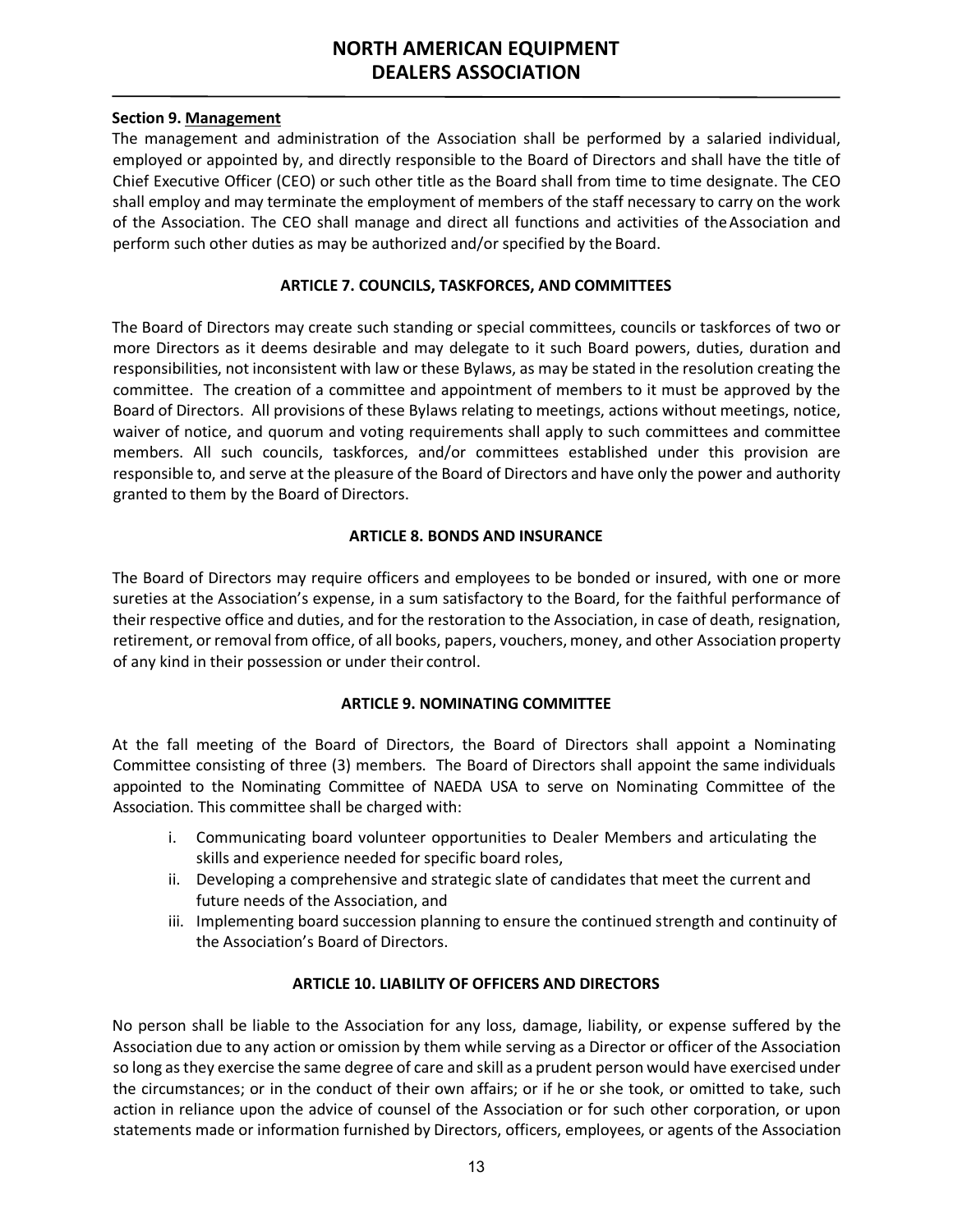**Section 9. Management**

The management and administration of the Association shall be performed by a salaried individual, employed or appointed by, and directly responsible to the Board of Directors and shall have the title of Chief Executive Officer (CEO) or such other title as the Board shall from time to time designate. The CEO shall employ and may terminate the employment of members of the staff necessary to carry on the work of the Association. The CEO shall manage and direct all functions and activities of the Association and perform such other duties as may be authorized and/or specified by the Board.

## ARTICLE 7. COUNCILS, TASKFORCES, AND COMMITTEES

The Board of Directors may create such standing or special committees, councils or taskforces of two or more Directors as it deems desirable and may delegate to it such Board powers, duties, duration and responsibilities, not inconsistent with law or these Bylaws, as may be stated in the resolution creating the committee. The creation of a committee and appointment of members to it must be approved by the Board of Directors. All provisions of these Bylaws relating to meetings, actions without meetings, notice, waiver of notice, and quorum and voting requirements shall apply to such committees and committee members. All such councils, taskforces, and/or committees established under this provision are responsible to, and serve at the pleasure of the Board of Directors and have only the power and authority granted to them by the Board of Directors.

## ARTICLE 8. BONDS AND INSURANCE

The Board of Directors may require officers and employees to be bonded or insured, with one or more sureties at the Association's expense, in a sum satisfactory to the Board, for the faithful performance of their respective office and duties, and for the restoration to the Association, in case of death, resignation, retirement, or removal from office, of all books, papers, vouchers, money, and other Association property of any kind in their possession or under their control.

## ARTICLE 9. NOMINATING COMMITTEE

At the fall meeting of the Board of Directors, the Board of Directors shall appoint a Nominating Committee consisting of three (3) members. The Board of Directors shall appoint the same individuals appointed to the Nominating Committee of NAEDA USA to serve on Nominating Committee of the Association. This committee shall be charged with:

i. Communicating board volunteer opportunities to Dealer Members and articulating the skills and experience needed for specific board roles,
ii. Developing a comprehensive and strategic slate of candidates that meet the current and future needs of the Association, and
iii. Implementing board succession planning to ensure the continued strength and continuity of the Association's Board of Directors.

## ARTICLE 10. LIABILITY OF OFFICERS AND DIRECTORS

No person shall be liable to the Association for any loss, damage, liability, or expense suffered by the Association due to any action or omission by them while serving as a Director or officer of the Association so long as they exercise the same degree of care and skill as a prudent person would have exercised under the circumstances; or in the conduct of their own affairs; or if he or she took, or omitted to take, such action in reliance upon the advice of counsel of the Association or for such other corporation, or upon statements made or information furnished by Directors, officers, employees, or agents of the Association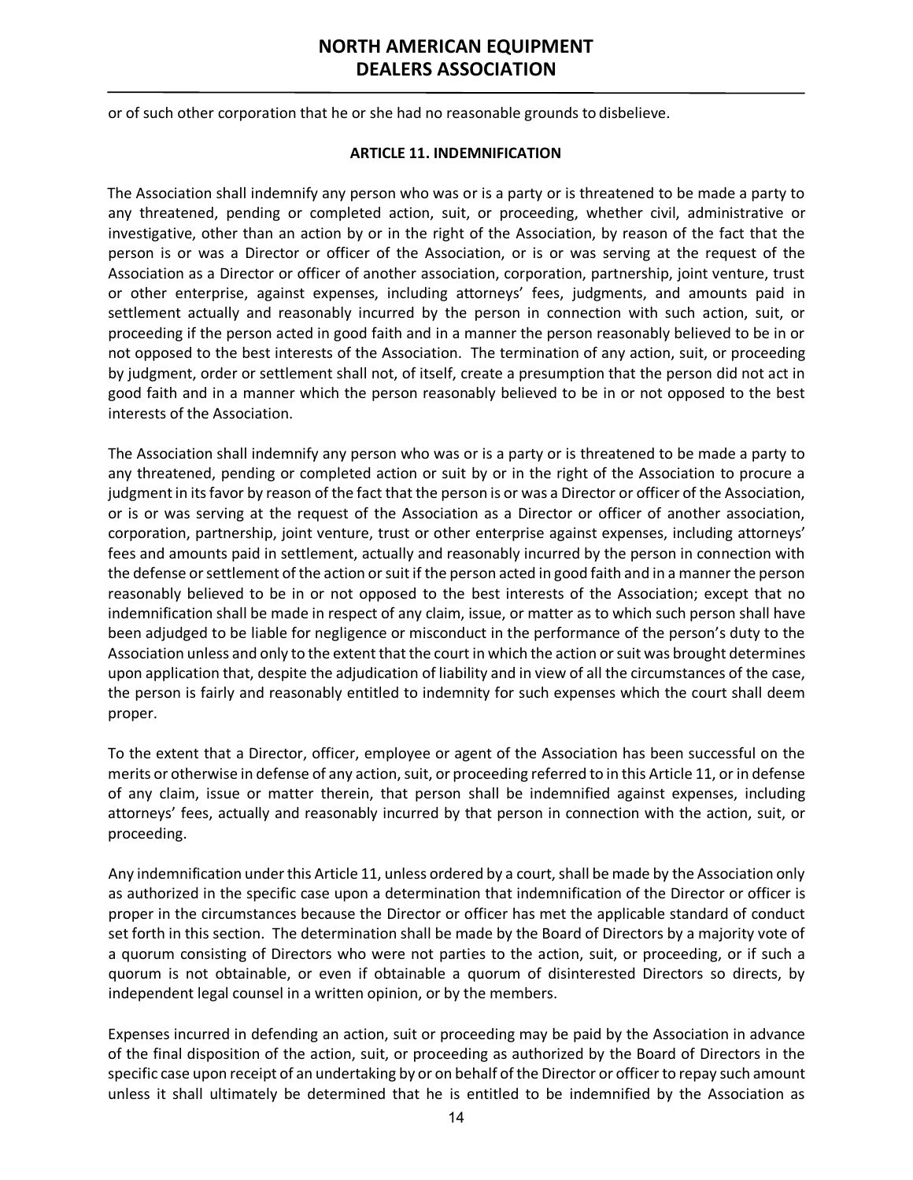or of such other corporation that he or she had no reasonable grounds to disbelieve.

## ARTICLE 11. INDEMNIFICATION

The Association shall indemnify any person who was or is a party or is threatened to be made a party to any threatened, pending or completed action, suit, or proceeding, whether civil, administrative or investigative, other than an action by or in the right of the Association, by reason of the fact that the person is or was a Director or officer of the Association, or is or was serving at the request of the Association as a Director or officer of another association, corporation, partnership, joint venture, trust or other enterprise, against expenses, including attorneys' fees, judgments, and amounts paid in settlement actually and reasonably incurred by the person in connection with such action, suit, or proceeding if the person acted in good faith and in a manner the person reasonably believed to be in or not opposed to the best interests of the Association. The termination of any action, suit, or proceeding by judgment, order or settlement shall not, of itself, create a presumption that the person did not act in good faith and in a manner which the person reasonably believed to be in or not opposed to the best interests of the Association.

The Association shall indemnify any person who was or is a party or is threatened to be made a party to any threatened, pending or completed action or suit by or in the right of the Association to procure a judgment in its favor by reason of the fact that the person is or was a Director or officer of the Association, or is or was serving at the request of the Association as a Director or officer of another association, corporation, partnership, joint venture, trust or other enterprise against expenses, including attorneys' fees and amounts paid in settlement, actually and reasonably incurred by the person in connection with the defense or settlement of the action or suit if the person acted in good faith and in a manner the person reasonably believed to be in or not opposed to the best interests of the Association; except that no indemnification shall be made in respect of any claim, issue, or matter as to which such person shall have been adjudged to be liable for negligence or misconduct in the performance of the person's duty to the Association unless and only to the extent that the court in which the action or suit was brought determines upon application that, despite the adjudication of liability and in view of all the circumstances of the case, the person is fairly and reasonably entitled to indemnity for such expenses which the court shall deem proper.

To the extent that a Director, officer, employee or agent of the Association has been successful on the merits or otherwise in defense of any action, suit, or proceeding referred to in this Article 11, or in defense of any claim, issue or matter therein, that person shall be indemnified against expenses, including attorneys' fees, actually and reasonably incurred by that person in connection with the action, suit, or proceeding.

Any indemnification under this Article 11, unless ordered by a court, shall be made by the Association only as authorized in the specific case upon a determination that indemnification of the Director or officer is proper in the circumstances because the Director or officer has met the applicable standard of conduct set forth in this section. The determination shall be made by the Board of Directors by a majority vote of a quorum consisting of Directors who were not parties to the action, suit, or proceeding, or if such a quorum is not obtainable, or even if obtainable a quorum of disinterested Directors so directs, by independent legal counsel in a written opinion, or by the members.

Expenses incurred in defending an action, suit or proceeding may be paid by the Association in advance of the final disposition of the action, suit, or proceeding as authorized by the Board of Directors in the specific case upon receipt of an undertaking by or on behalf of the Director or officer to repay such amount unless it shall ultimately be determined that he is entitled to be indemnified by the Association as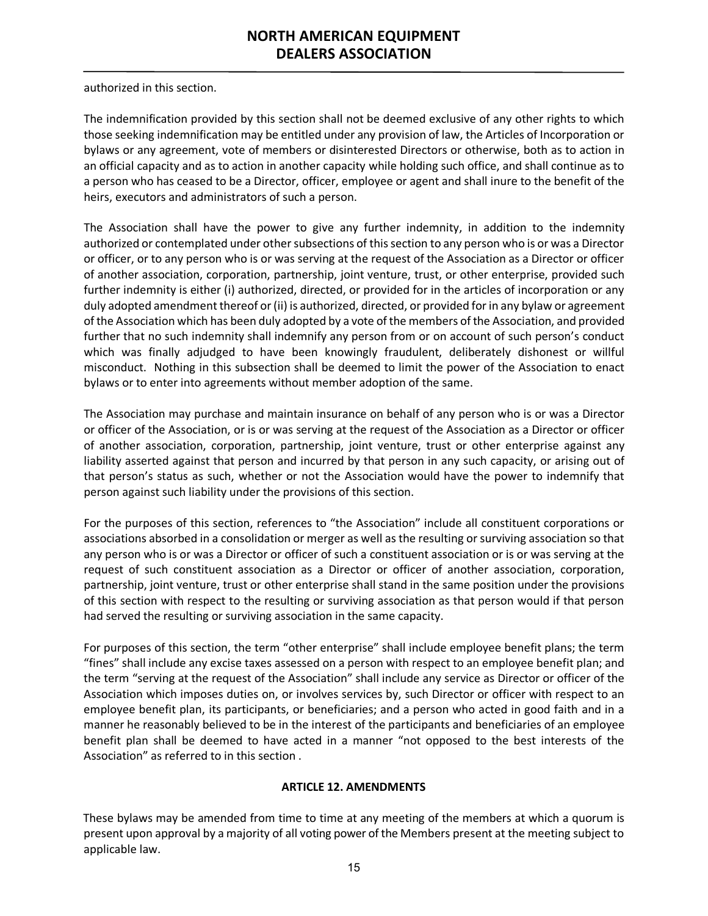authorized in this section.

The indemnification provided by this section shall not be deemed exclusive of any other rights to which those seeking indemnification may be entitled under any provision of law, the Articles of Incorporation or bylaws or any agreement, vote of members or disinterested Directors or otherwise, both as to action in an official capacity and as to action in another capacity while holding such office, and shall continue as to a person who has ceased to be a Director, officer, employee or agent and shall inure to the benefit of the heirs, executors and administrators of such a person.

The Association shall have the power to give any further indemnity, in addition to the indemnity authorized or contemplated under other subsections of this section to any person who is or was a Director or officer, or to any person who is or was serving at the request of the Association as a Director or officer of another association, corporation, partnership, joint venture, trust, or other enterprise, provided such further indemnity is either (i) authorized, directed, or provided for in the articles of incorporation or any duly adopted amendment thereof or (ii) is authorized, directed, or provided for in any bylaw or agreement of the Association which has been duly adopted by a vote of the members of the Association, and provided further that no such indemnity shall indemnify any person from or on account of such person's conduct which was finally adjudged to have been knowingly fraudulent, deliberately dishonest or willful misconduct. Nothing in this subsection shall be deemed to limit the power of the Association to enact bylaws or to enter into agreements without member adoption of the same.

The Association may purchase and maintain insurance on behalf of any person who is or was a Director or officer of the Association, or is or was serving at the request of the Association as a Director or officer of another association, corporation, partnership, joint venture, trust or other enterprise against any liability asserted against that person and incurred by that person in any such capacity, or arising out of that person's status as such, whether or not the Association would have the power to indemnify that person against such liability under the provisions of this section.

For the purposes of this section, references to "the Association" include all constituent corporations or associations absorbed in a consolidation or merger as well as the resulting or surviving association so that any person who is or was a Director or officer of such a constituent association or is or was serving at the request of such constituent association as a Director or officer of another association, corporation, partnership, joint venture, trust or other enterprise shall stand in the same position under the provisions of this section with respect to the resulting or surviving association as that person would if that person had served the resulting or surviving association in the same capacity.

For purposes of this section, the term "other enterprise" shall include employee benefit plans; the term "fines" shall include any excise taxes assessed on a person with respect to an employee benefit plan; and the term "serving at the request of the Association" shall include any service as Director or officer of the Association which imposes duties on, or involves services by, such Director or officer with respect to an employee benefit plan, its participants, or beneficiaries; and a person who acted in good faith and in a manner he reasonably believed to be in the interest of the participants and beneficiaries of an employee benefit plan shall be deemed to have acted in a manner "not opposed to the best interests of the Association" as referred to in this section .

## ARTICLE 12. AMENDMENTS

These bylaws may be amended from time to time at any meeting of the members at which a quorum is present upon approval by a majority of all voting power of the Members present at the meeting subject to applicable law.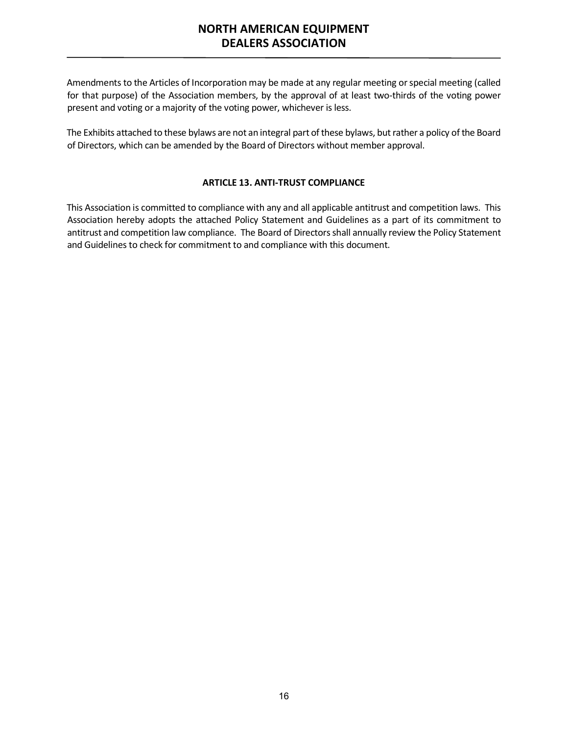Amendments to the Articles of Incorporation may be made at any regular meeting or special meeting (called for that purpose) of the Association members, by the approval of at least two-thirds of the voting power present and voting or a majority of the voting power, whichever is less.

The Exhibits attached to these bylaws are not an integral part of these bylaws, but rather a policy of the Board of Directors, which can be amended by the Board of Directors without member approval.

## ARTICLE 13. ANTI-TRUST COMPLIANCE

This Association is committed to compliance with any and all applicable antitrust and competition laws. This Association hereby adopts the attached Policy Statement and Guidelines as a part of its commitment to antitrust and competition law compliance. The Board of Directors shall annually review the Policy Statement and Guidelines to check for commitment to and compliance with this document.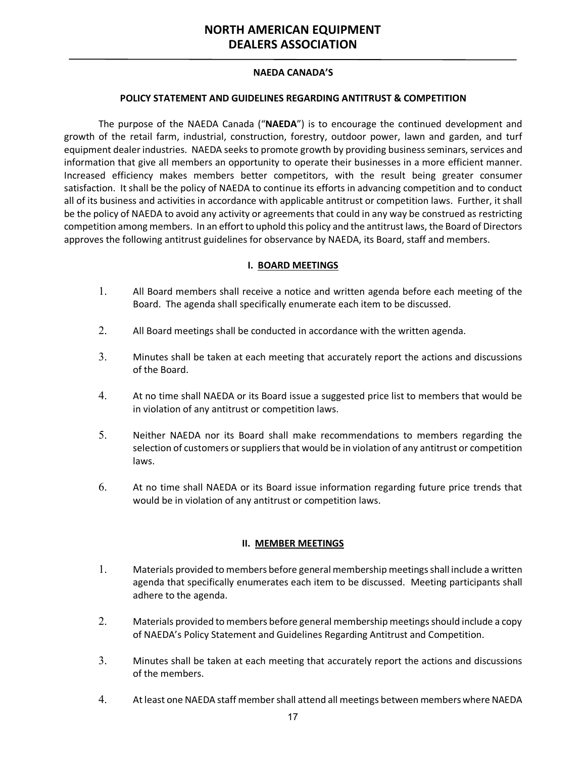# NORTH AMERICAN EQUIPMENT DEALERS ASSOCIATION

**NAEDA CANADA'S**

**POLICY STATEMENT AND GUIDELINES REGARDING ANTITRUST & COMPETITION**

The purpose of the NAEDA Canada ("**NAEDA**") is to encourage the continued development and growth of the retail farm, industrial, construction, forestry, outdoor power, lawn and garden, and turf equipment dealer industries. NAEDA seeks to promote growth by providing business seminars, services and information that give all members an opportunity to operate their businesses in a more efficient manner. Increased efficiency makes members better competitors, with the result being greater consumer satisfaction. It shall be the policy of NAEDA to continue its efforts in advancing competition and to conduct all of its business and activities in accordance with applicable antitrust or competition laws. Further, it shall be the policy of NAEDA to avoid any activity or agreements that could in any way be construed as restricting competition among members. In an effort to uphold this policy and the antitrust laws, the Board of Directors approves the following antitrust guidelines for observance by NAEDA, its Board, staff and members.

## I. BOARD MEETINGS

1. All Board members shall receive a notice and written agenda before each meeting of the Board. The agenda shall specifically enumerate each item to be discussed.

2. All Board meetings shall be conducted in accordance with the written agenda.

3. Minutes shall be taken at each meeting that accurately report the actions and discussions of the Board.

4. At no time shall NAEDA or its Board issue a suggested price list to members that would be in violation of any antitrust or competition laws.

5. Neither NAEDA nor its Board shall make recommendations to members regarding the selection of customers or suppliers that would be in violation of any antitrust or competition laws.

6. At no time shall NAEDA or its Board issue information regarding future price trends that would be in violation of any antitrust or competition laws.

## II. MEMBER MEETINGS

1. Materials provided to members before general membership meetings shall include a written agenda that specifically enumerates each item to be discussed. Meeting participants shall adhere to the agenda.

2. Materials provided to members before general membership meetings should include a copy of NAEDA's Policy Statement and Guidelines Regarding Antitrust and Competition.

3. Minutes shall be taken at each meeting that accurately report the actions and discussions of the members.

4. At least one NAEDA staff member shall attend all meetings between members where NAEDA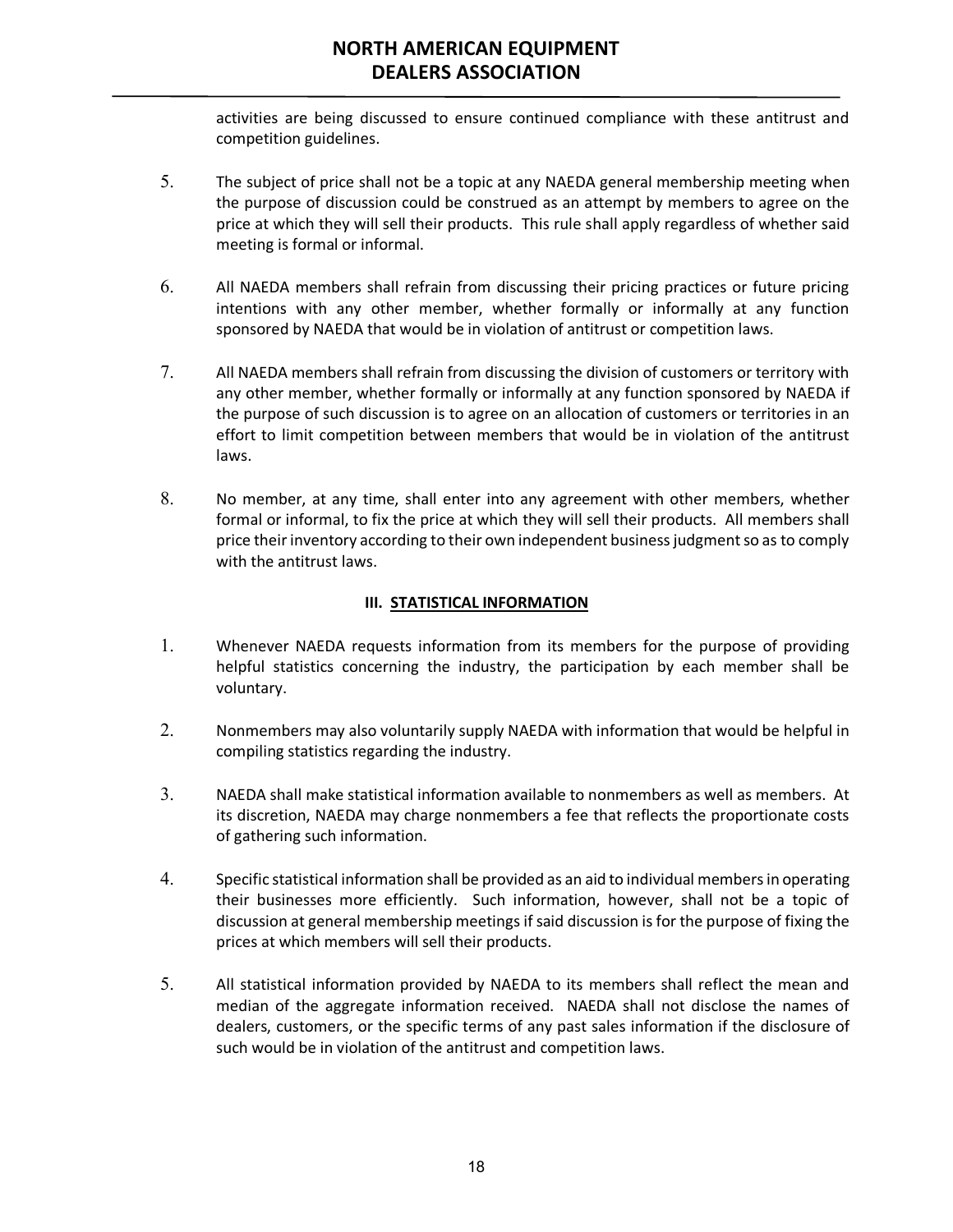activities are being discussed to ensure continued compliance with these antitrust and competition guidelines.

5. The subject of price shall not be a topic at any NAEDA general membership meeting when the purpose of discussion could be construed as an attempt by members to agree on the price at which they will sell their products. This rule shall apply regardless of whether said meeting is formal or informal.

6. All NAEDA members shall refrain from discussing their pricing practices or future pricing intentions with any other member, whether formally or informally at any function sponsored by NAEDA that would be in violation of antitrust or competition laws.

7. All NAEDA members shall refrain from discussing the division of customers or territory with any other member, whether formally or informally at any function sponsored by NAEDA if the purpose of such discussion is to agree on an allocation of customers or territories in an effort to limit competition between members that would be in violation of the antitrust laws.

8. No member, at any time, shall enter into any agreement with other members, whether formal or informal, to fix the price at which they will sell their products. All members shall price their inventory according to their own independent business judgment so as to comply with the antitrust laws.

### III. STATISTICAL INFORMATION

1. Whenever NAEDA requests information from its members for the purpose of providing helpful statistics concerning the industry, the participation by each member shall be voluntary.

2. Nonmembers may also voluntarily supply NAEDA with information that would be helpful in compiling statistics regarding the industry.

3. NAEDA shall make statistical information available to nonmembers as well as members. At its discretion, NAEDA may charge nonmembers a fee that reflects the proportionate costs of gathering such information.

4. Specific statistical information shall be provided as an aid to individual members in operating their businesses more efficiently. Such information, however, shall not be a topic of discussion at general membership meetings if said discussion is for the purpose of fixing the prices at which members will sell their products.

5. All statistical information provided by NAEDA to its members shall reflect the mean and median of the aggregate information received. NAEDA shall not disclose the names of dealers, customers, or the specific terms of any past sales information if the disclosure of such would be in violation of the antitrust and competition laws.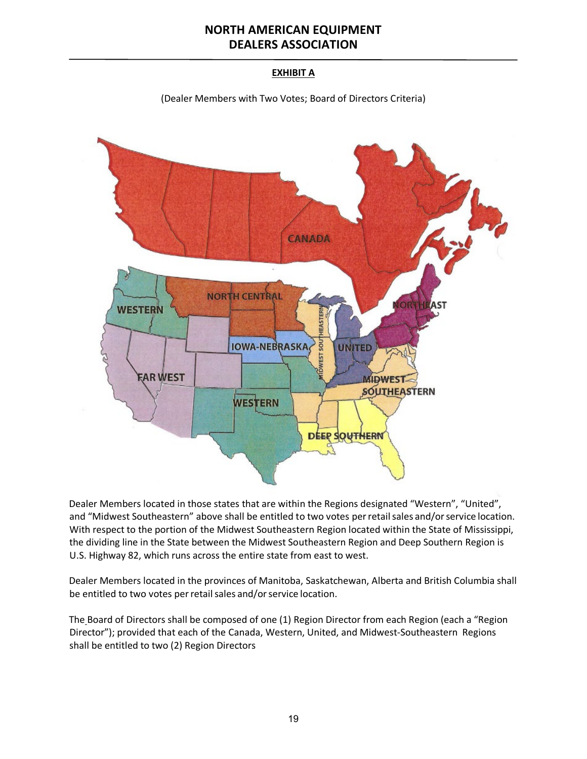# NORTH AMERICAN EQUIPMENT DEALERS ASSOCIATION

## EXHIBIT A

(Dealer Members with Two Votes; Board of Directors Criteria)

Dealer Members located in those states that are within the Regions designated “Western”, “United”, and “Midwest Southeastern” above shall be entitled to two votes per retail sales and/or service location. With respect to the portion of the Midwest Southeastern Region located within the State of Mississippi, the dividing line in the State between the Midwest Southeastern Region and Deep Southern Region is U.S. Highway 82, which runs across the entire state from east to west.

Dealer Members located in the provinces of Manitoba, Saskatchewan, Alberta and British Columbia shall be entitled to two votes per retail sales and/or service location.

The Board of Directors shall be composed of one (1) Region Director from each Region (each a “Region Director”); provided that each of the Canada, Western, United, and Midwest-Southeastern Regions shall be entitled to two (2) Region Directors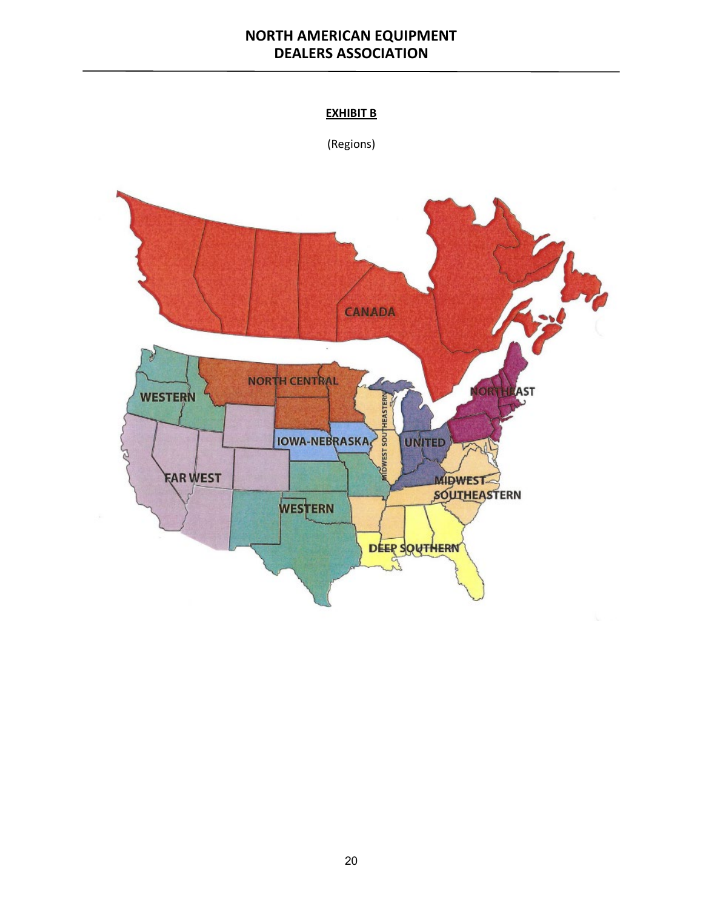**EXHIBIT B**

(Regions)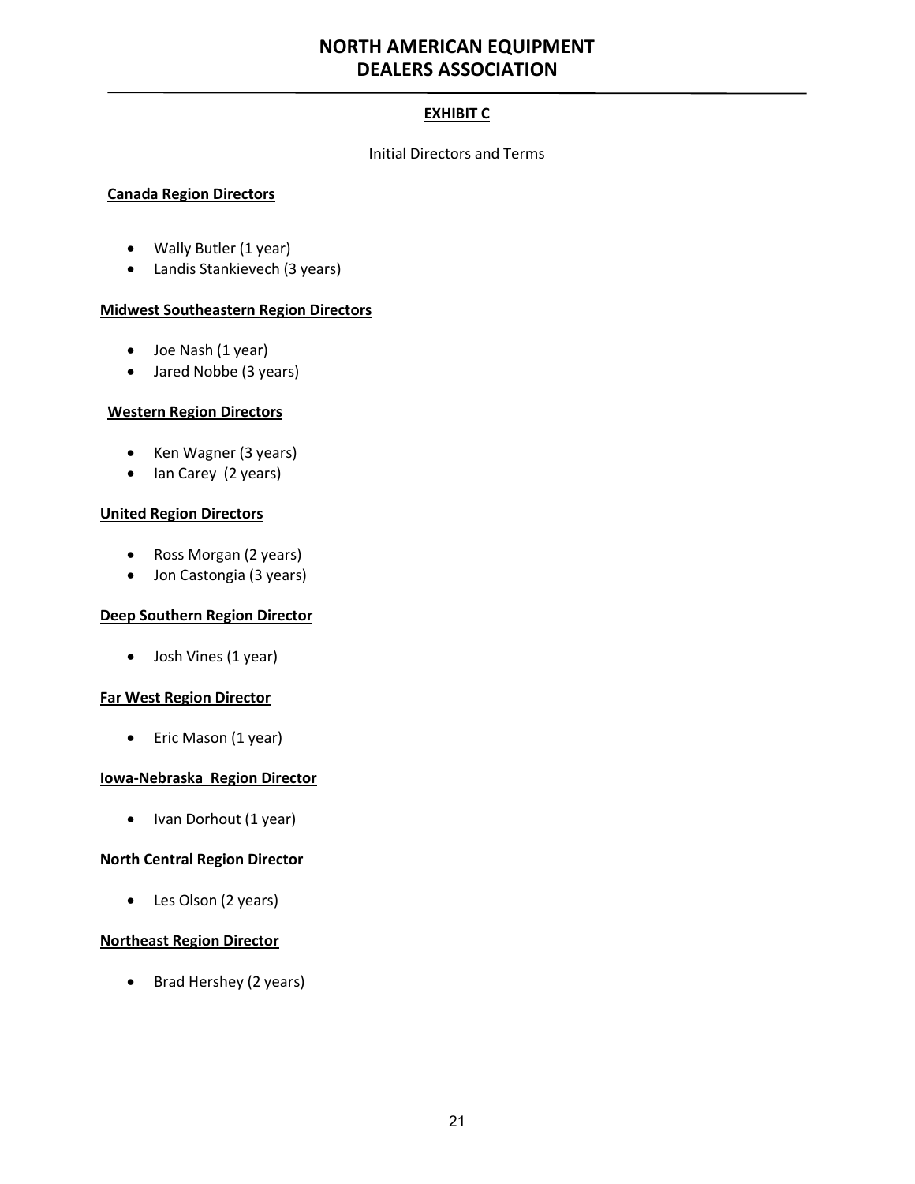# NORTH AMERICAN EQUIPMENT DEALERS ASSOCIATION

## EXHIBIT C

Initial Directors and Terms

**Canada Region Directors**

- Wally Butler (1 year)
- Landis Stankievech (3 years)

**Midwest Southeastern Region Directors**

- Joe Nash (1 year)
- Jared Nobbe (3 years)

**Western Region Directors**

- Ken Wagner (3 years)
- Ian Carey (2 years)

**United Region Directors**

- Ross Morgan (2 years)
- Jon Castongia (3 years)

**Deep Southern Region Director**

- Josh Vines (1 year)

**Far West Region Director**

- Eric Mason (1 year)

**Iowa-Nebraska Region Director**

- Ivan Dorhout (1 year)

**North Central Region Director**

- Les Olson (2 years)

**Northeast Region Director**

- Brad Hershey (2 years)